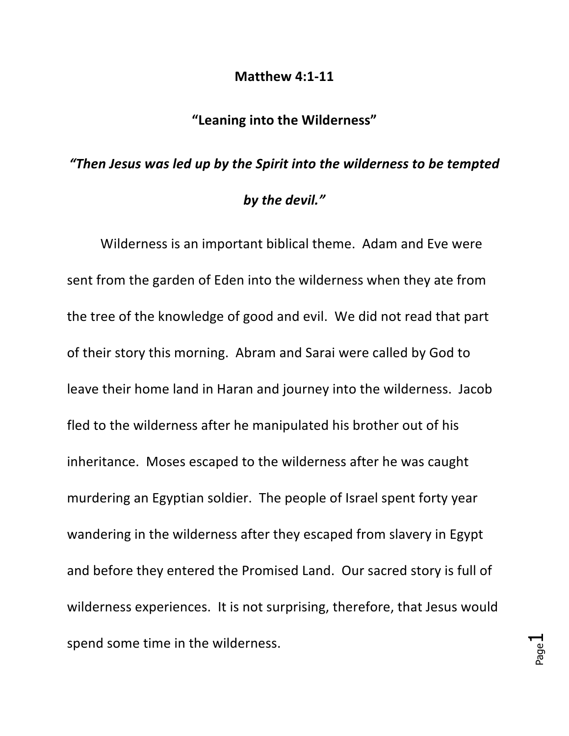**Matthew 4:1-11**

**"Leaning into the Wilderness"**

***"Then Jesus was led up by the Spirit into the wilderness to be tempted by the devil."***

Wilderness is an important biblical theme. Adam and Eve were sent from the garden of Eden into the wilderness when they ate from the tree of the knowledge of good and evil. We did not read that part of their story this morning. Abram and Sarai were called by God to leave their home land in Haran and journey into the wilderness. Jacob fled to the wilderness after he manipulated his brother out of his inheritance. Moses escaped to the wilderness after he was caught murdering an Egyptian soldier. The people of Israel spent forty year wandering in the wilderness after they escaped from slavery in Egypt and before they entered the Promised Land. Our sacred story is full of wilderness experiences. It is not surprising, therefore, that Jesus would spend some time in the wilderness.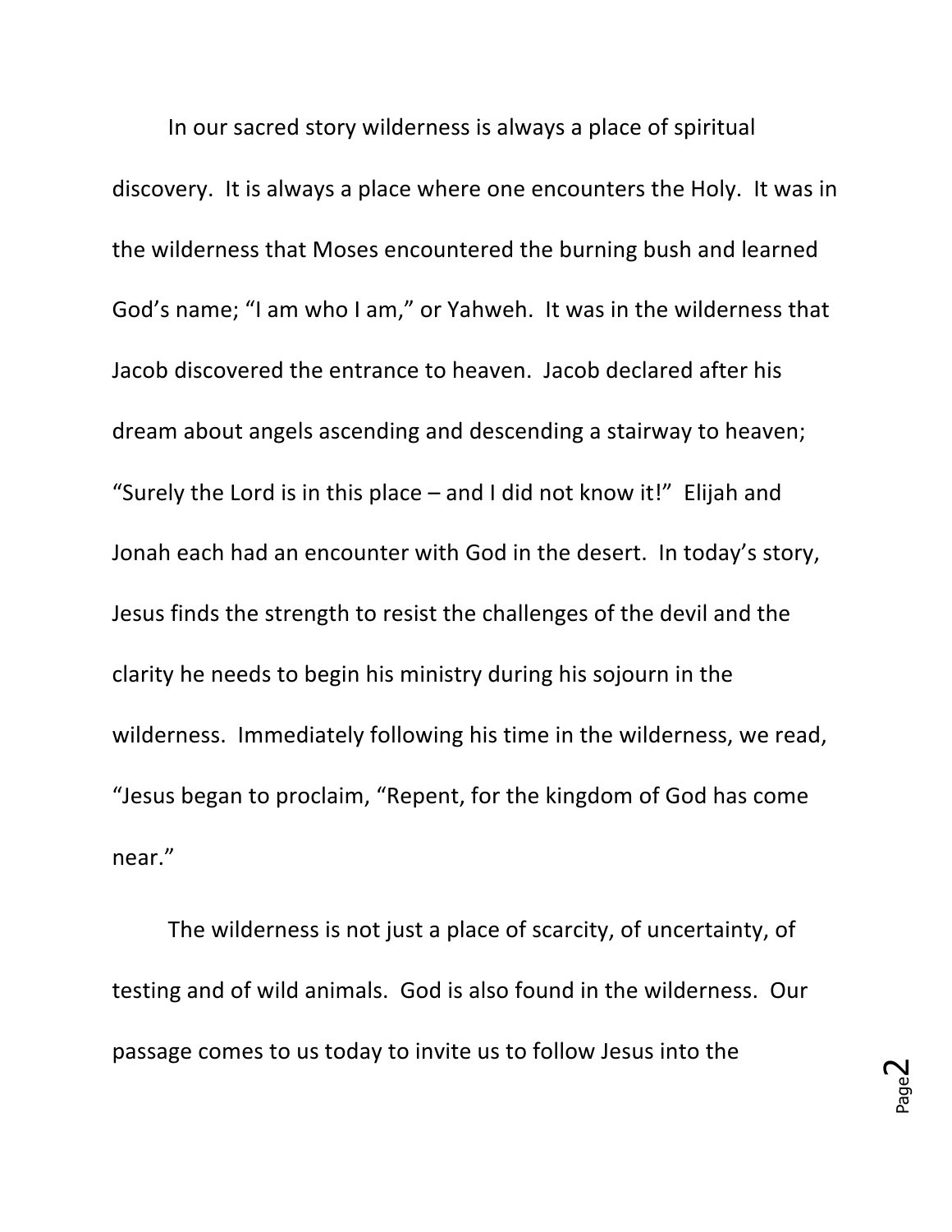In our sacred story wilderness is always a place of spiritual discovery. It is always a place where one encounters the Holy. It was in the wilderness that Moses encountered the burning bush and learned God's name; "I am who I am," or Yahweh. It was in the wilderness that Jacob discovered the entrance to heaven. Jacob declared after his dream about angels ascending and descending a stairway to heaven; "Surely the Lord is in this place – and I did not know it!" Elijah and Jonah each had an encounter with God in the desert. In today's story, Jesus finds the strength to resist the challenges of the devil and the clarity he needs to begin his ministry during his sojourn in the wilderness. Immediately following his time in the wilderness, we read, "Jesus began to proclaim, "Repent, for the kingdom of God has come near."

The wilderness is not just a place of scarcity, of uncertainty, of testing and of wild animals. God is also found in the wilderness. Our passage comes to us today to invite us to follow Jesus into the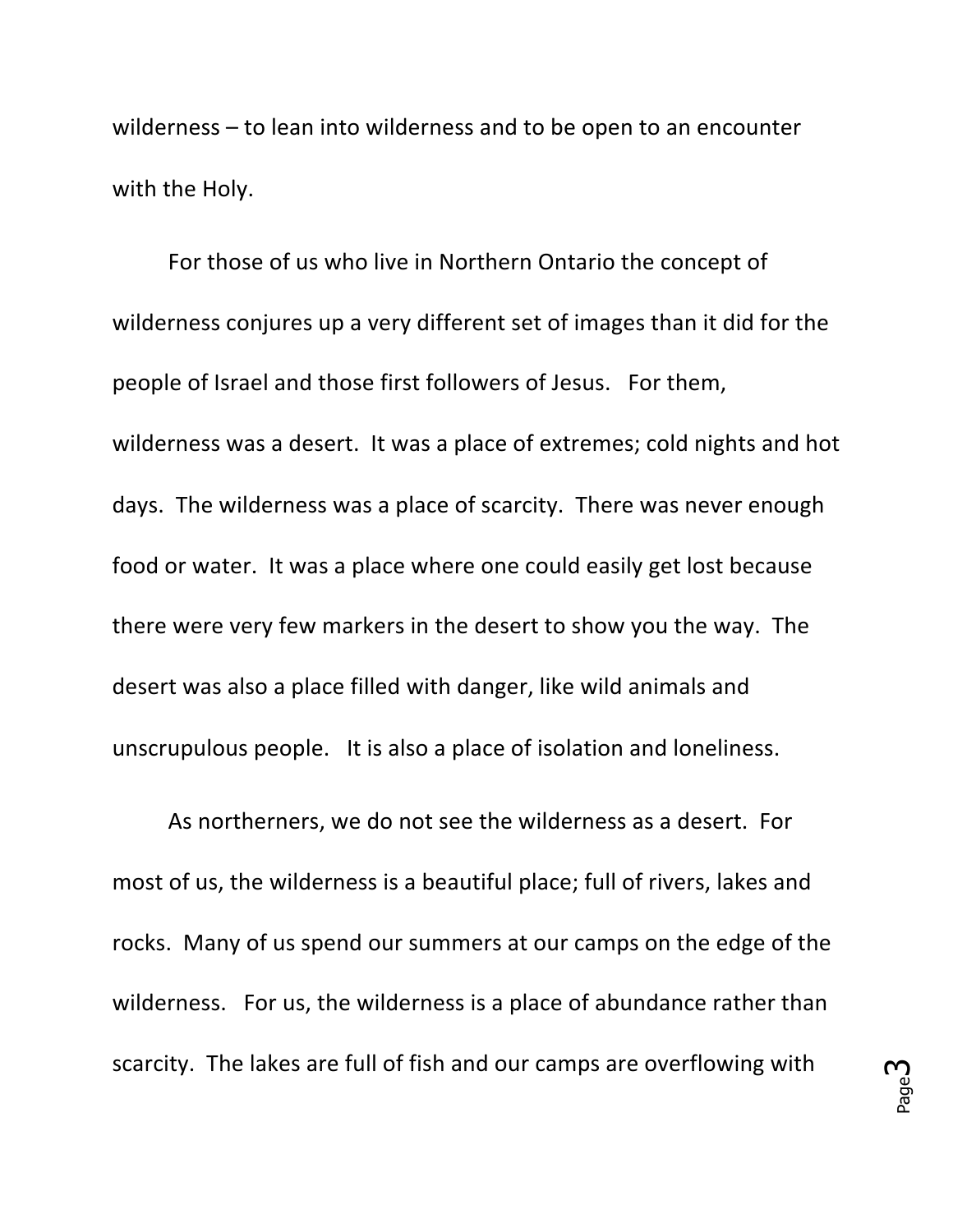wilderness – to lean into wilderness and to be open to an encounter with the Holy.

For those of us who live in Northern Ontario the concept of wilderness conjures up a very different set of images than it did for the people of Israel and those first followers of Jesus. For them, wilderness was a desert. It was a place of extremes; cold nights and hot days. The wilderness was a place of scarcity. There was never enough food or water. It was a place where one could easily get lost because there were very few markers in the desert to show you the way. The desert was also a place filled with danger, like wild animals and unscrupulous people. It is also a place of isolation and loneliness.

As northerners, we do not see the wilderness as a desert. For most of us, the wilderness is a beautiful place; full of rivers, lakes and rocks. Many of us spend our summers at our camps on the edge of the wilderness. For us, the wilderness is a place of abundance rather than scarcity. The lakes are full of fish and our camps are overflowing with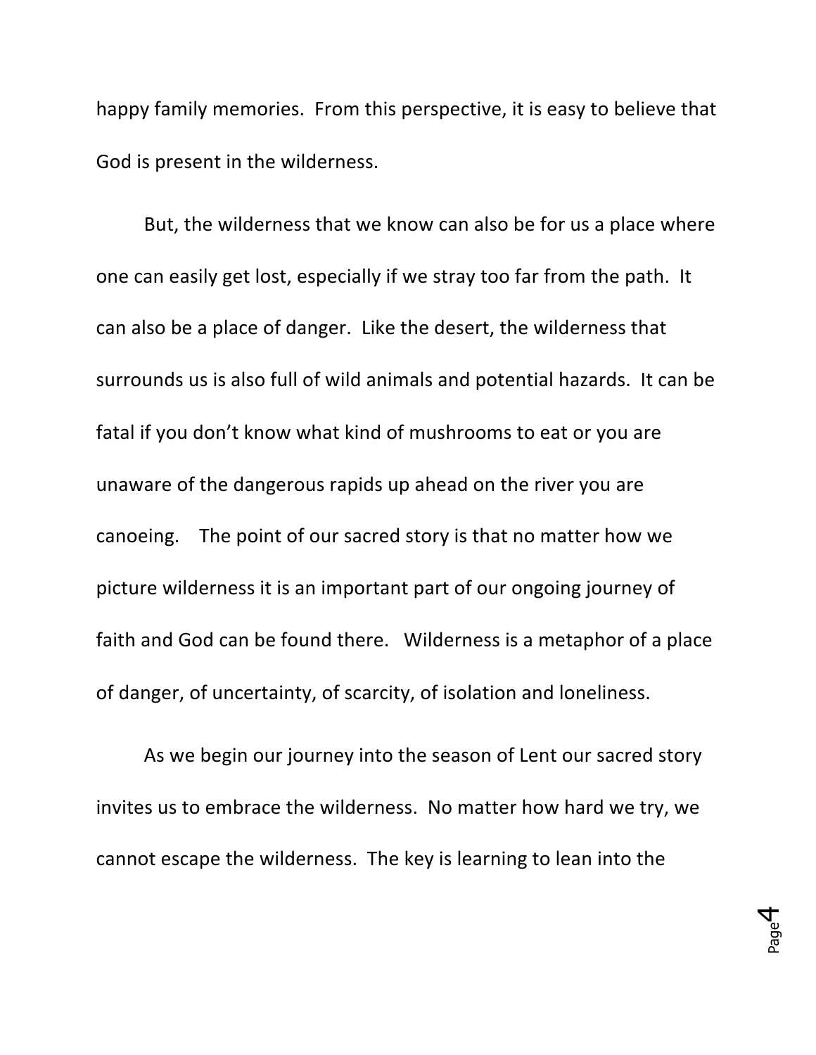happy family memories. From this perspective, it is easy to believe that God is present in the wilderness.

But, the wilderness that we know can also be for us a place where one can easily get lost, especially if we stray too far from the path. It can also be a place of danger. Like the desert, the wilderness that surrounds us is also full of wild animals and potential hazards. It can be fatal if you don't know what kind of mushrooms to eat or you are unaware of the dangerous rapids up ahead on the river you are canoeing. The point of our sacred story is that no matter how we picture wilderness it is an important part of our ongoing journey of faith and God can be found there. Wilderness is a metaphor of a place of danger, of uncertainty, of scarcity, of isolation and loneliness.

As we begin our journey into the season of Lent our sacred story invites us to embrace the wilderness. No matter how hard we try, we cannot escape the wilderness. The key is learning to lean into the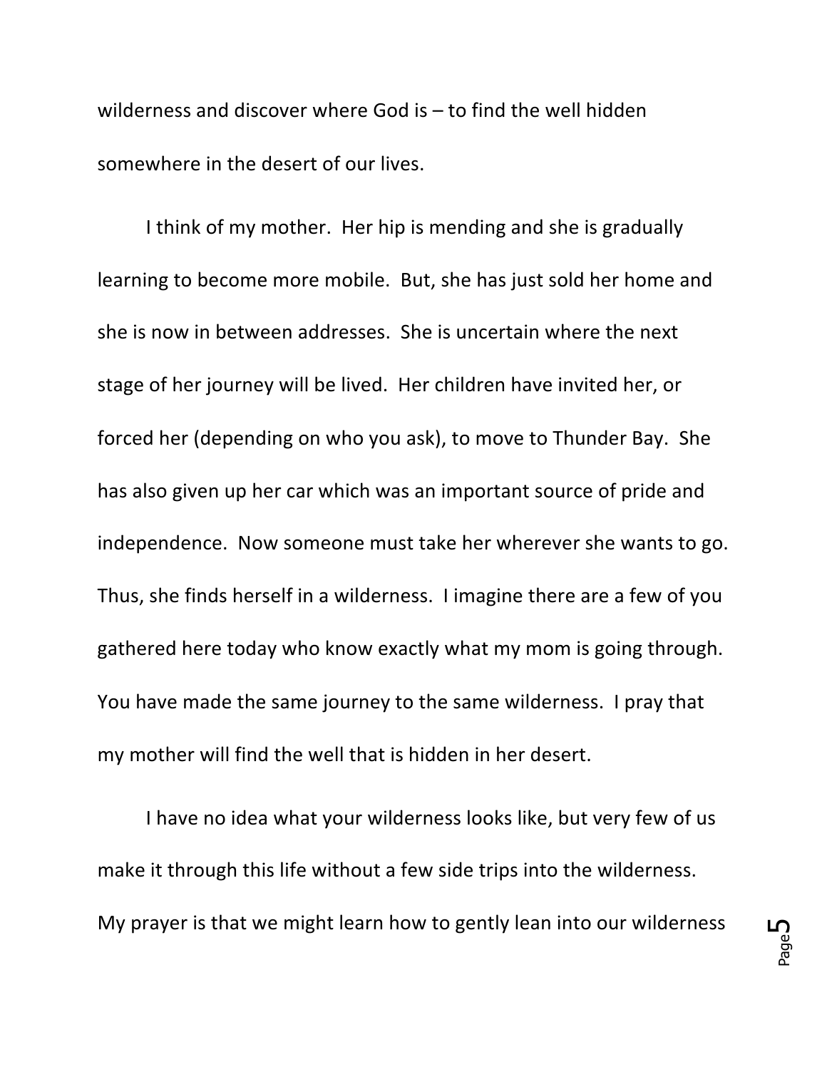wilderness and discover where God is – to find the well hidden somewhere in the desert of our lives.

I think of my mother. Her hip is mending and she is gradually learning to become more mobile. But, she has just sold her home and she is now in between addresses. She is uncertain where the next stage of her journey will be lived. Her children have invited her, or forced her (depending on who you ask), to move to Thunder Bay. She has also given up her car which was an important source of pride and independence. Now someone must take her wherever she wants to go. Thus, she finds herself in a wilderness. I imagine there are a few of you gathered here today who know exactly what my mom is going through. You have made the same journey to the same wilderness. I pray that my mother will find the well that is hidden in her desert.

I have no idea what your wilderness looks like, but very few of us make it through this life without a few side trips into the wilderness. My prayer is that we might learn how to gently lean into our wilderness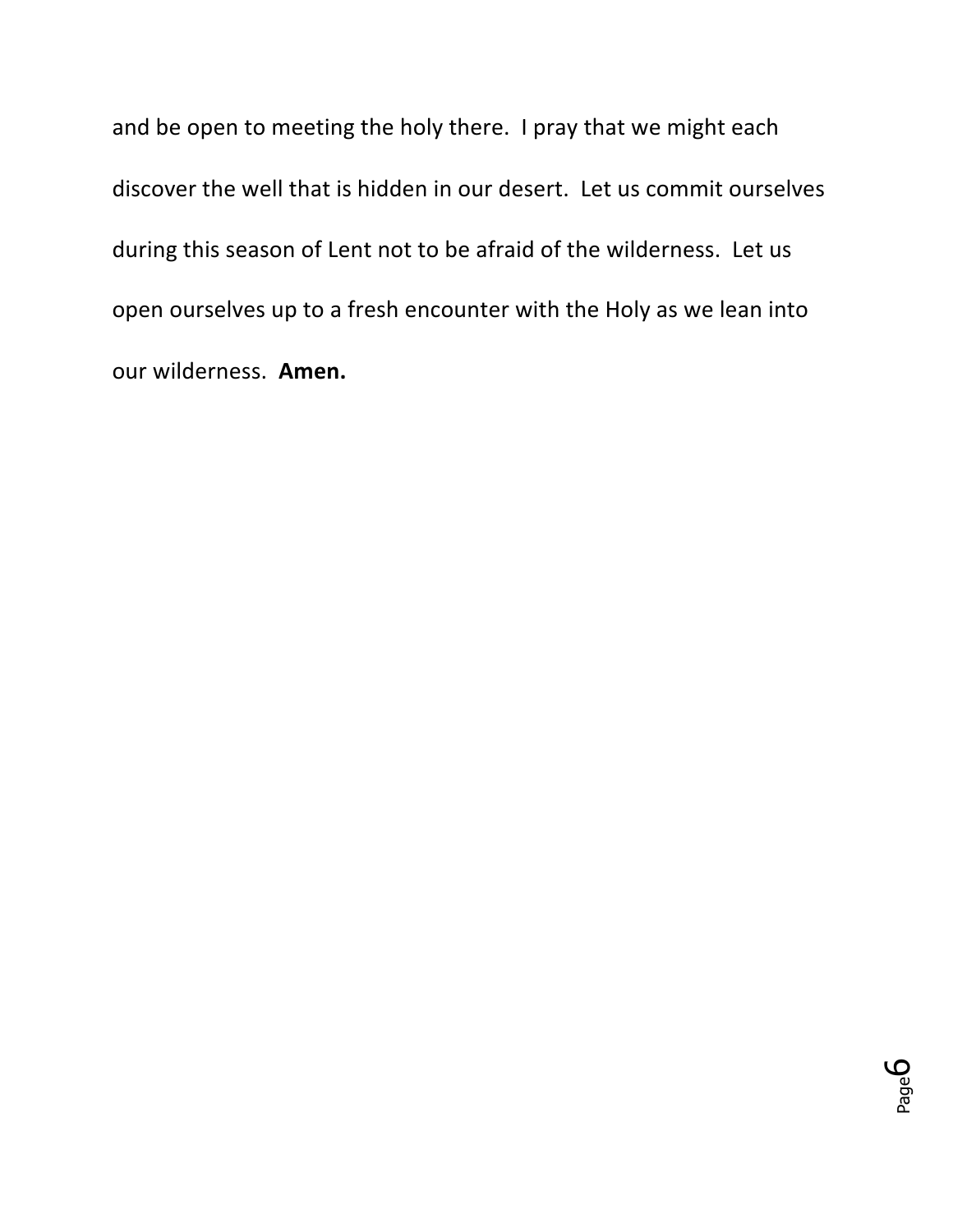and be open to meeting the holy there.  I pray that we might each discover the well that is hidden in our desert.  Let us commit ourselves during this season of Lent not to be afraid of the wilderness.  Let us open ourselves up to a fresh encounter with the Holy as we lean into our wilderness.  **Amen.**